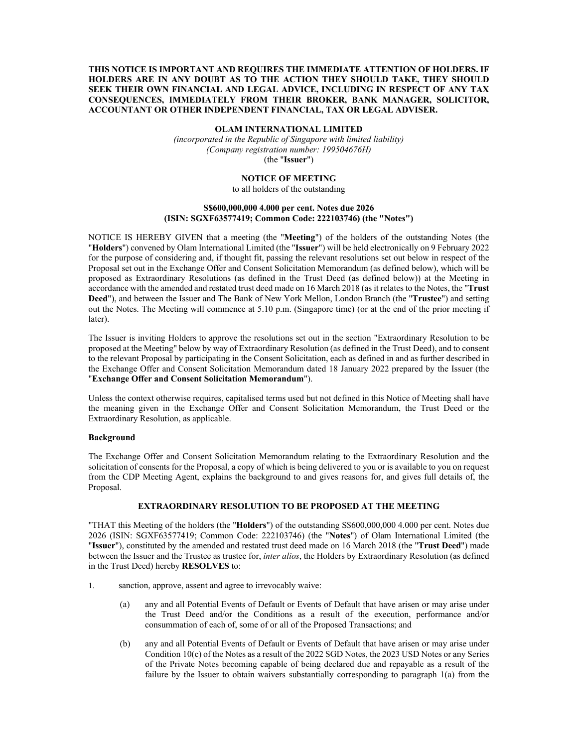**THIS NOTICE IS IMPORTANT AND REQUIRES THE IMMEDIATE ATTENTION OF HOLDERS. IF HOLDERS ARE IN ANY DOUBT AS TO THE ACTION THEY SHOULD TAKE, THEY SHOULD SEEK THEIR OWN FINANCIAL AND LEGAL ADVICE, INCLUDING IN RESPECT OF ANY TAX CONSEQUENCES, IMMEDIATELY FROM THEIR BROKER, BANK MANAGER, SOLICITOR, ACCOUNTANT OR OTHER INDEPENDENT FINANCIAL, TAX OR LEGAL ADVISER.**

**OLAM INTERNATIONAL LIMITED**

*(incorporated in the Republic of Singapore with limited liability)*
*(Company registration number: 199504676H)*
(the "**Issuer**")

**NOTICE OF MEETING**

to all holders of the outstanding

**S$600,000,000 4.000 per cent. Notes due 2026**
**(ISIN: SGXF63577419; Common Code: 222103746) (the "Notes")**

NOTICE IS HEREBY GIVEN that a meeting (the "**Meeting**") of the holders of the outstanding Notes (the "**Holders**") convened by Olam International Limited (the "**Issuer**") will be held electronically on 9 February 2022 for the purpose of considering and, if thought fit, passing the relevant resolutions set out below in respect of the Proposal set out in the Exchange Offer and Consent Solicitation Memorandum (as defined below), which will be proposed as Extraordinary Resolutions (as defined in the Trust Deed (as defined below)) at the Meeting in accordance with the amended and restated trust deed made on 16 March 2018 (as it relates to the Notes, the "**Trust Deed**"), and between the Issuer and The Bank of New York Mellon, London Branch (the "**Trustee**") and setting out the Notes. The Meeting will commence at 5.10 p.m. (Singapore time) (or at the end of the prior meeting if later).

The Issuer is inviting Holders to approve the resolutions set out in the section "Extraordinary Resolution to be proposed at the Meeting" below by way of Extraordinary Resolution (as defined in the Trust Deed), and to consent to the relevant Proposal by participating in the Consent Solicitation, each as defined in and as further described in the Exchange Offer and Consent Solicitation Memorandum dated 18 January 2022 prepared by the Issuer (the "**Exchange Offer and Consent Solicitation Memorandum**").

Unless the context otherwise requires, capitalised terms used but not defined in this Notice of Meeting shall have the meaning given in the Exchange Offer and Consent Solicitation Memorandum, the Trust Deed or the Extraordinary Resolution, as applicable.

**Background**

The Exchange Offer and Consent Solicitation Memorandum relating to the Extraordinary Resolution and the solicitation of consents for the Proposal, a copy of which is being delivered to you or is available to you on request from the CDP Meeting Agent, explains the background to and gives reasons for, and gives full details of, the Proposal.

**EXTRAORDINARY RESOLUTION TO BE PROPOSED AT THE MEETING**

"THAT this Meeting of the holders (the "**Holders**") of the outstanding S$600,000,000 4.000 per cent. Notes due 2026 (ISIN: SGXF63577419; Common Code: 222103746) (the "**Notes**") of Olam International Limited (the "**Issuer**"), constituted by the amended and restated trust deed made on 16 March 2018 (the "**Trust Deed**") made between the Issuer and the Trustee as trustee for, *inter alios*, the Holders by Extraordinary Resolution (as defined in the Trust Deed) hereby **RESOLVES** to:

1. sanction, approve, assent and agree to irrevocably waive:

   (a) any and all Potential Events of Default or Events of Default that have arisen or may arise under the Trust Deed and/or the Conditions as a result of the execution, performance and/or consummation of each of, some of or all of the Proposed Transactions; and

   (b) any and all Potential Events of Default or Events of Default that have arisen or may arise under Condition 10(c) of the Notes as a result of the 2022 SGD Notes, the 2023 USD Notes or any Series of the Private Notes becoming capable of being declared due and repayable as a result of the failure by the Issuer to obtain waivers substantially corresponding to paragraph 1(a) from the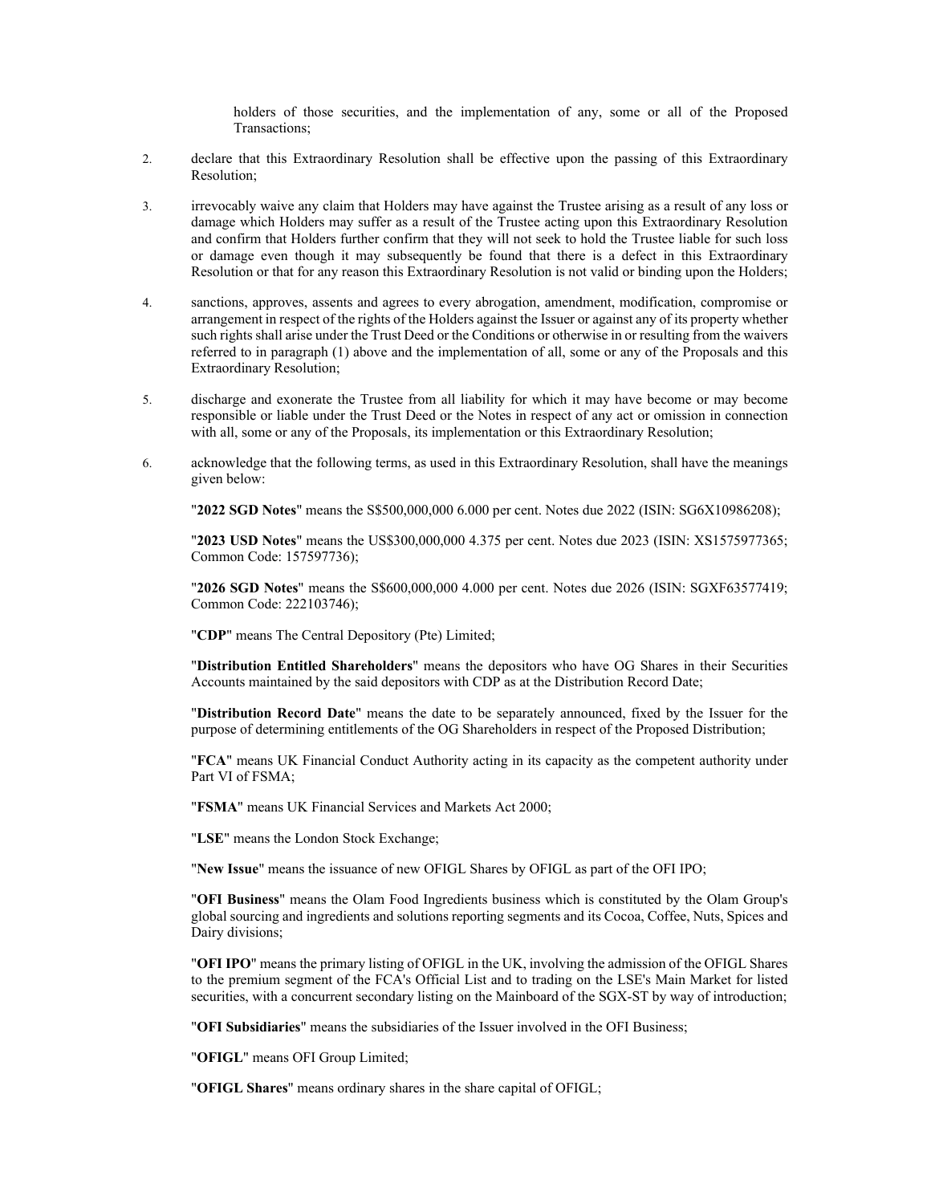holders of those securities, and the implementation of any, some or all of the Proposed Transactions;

2. declare that this Extraordinary Resolution shall be effective upon the passing of this Extraordinary Resolution;

3. irrevocably waive any claim that Holders may have against the Trustee arising as a result of any loss or damage which Holders may suffer as a result of the Trustee acting upon this Extraordinary Resolution and confirm that Holders further confirm that they will not seek to hold the Trustee liable for such loss or damage even though it may subsequently be found that there is a defect in this Extraordinary Resolution or that for any reason this Extraordinary Resolution is not valid or binding upon the Holders;

4. sanctions, approves, assents and agrees to every abrogation, amendment, modification, compromise or arrangement in respect of the rights of the Holders against the Issuer or against any of its property whether such rights shall arise under the Trust Deed or the Conditions or otherwise in or resulting from the waivers referred to in paragraph (1) above and the implementation of all, some or any of the Proposals and this Extraordinary Resolution;

5. discharge and exonerate the Trustee from all liability for which it may have become or may become responsible or liable under the Trust Deed or the Notes in respect of any act or omission in connection with all, some or any of the Proposals, its implementation or this Extraordinary Resolution;

6. acknowledge that the following terms, as used in this Extraordinary Resolution, shall have the meanings given below:

   "**2022 SGD Notes**" means the S$500,000,000 6.000 per cent. Notes due 2022 (ISIN: SG6X10986208);

   "**2023 USD Notes**" means the US$300,000,000 4.375 per cent. Notes due 2023 (ISIN: XS1575977365; Common Code: 157597736);

   "**2026 SGD Notes**" means the S$600,000,000 4.000 per cent. Notes due 2026 (ISIN: SGXF63577419; Common Code: 222103746);

   "**CDP**" means The Central Depository (Pte) Limited;

   "**Distribution Entitled Shareholders**" means the depositors who have OG Shares in their Securities Accounts maintained by the said depositors with CDP as at the Distribution Record Date;

   "**Distribution Record Date**" means the date to be separately announced, fixed by the Issuer for the purpose of determining entitlements of the OG Shareholders in respect of the Proposed Distribution;

   "**FCA**" means UK Financial Conduct Authority acting in its capacity as the competent authority under Part VI of FSMA;

   "**FSMA**" means UK Financial Services and Markets Act 2000;

   "**LSE**" means the London Stock Exchange;

   "**New Issue**" means the issuance of new OFIGL Shares by OFIGL as part of the OFI IPO;

   "**OFI Business**" means the Olam Food Ingredients business which is constituted by the Olam Group's global sourcing and ingredients and solutions reporting segments and its Cocoa, Coffee, Nuts, Spices and Dairy divisions;

   "**OFI IPO**" means the primary listing of OFIGL in the UK, involving the admission of the OFIGL Shares to the premium segment of the FCA's Official List and to trading on the LSE's Main Market for listed securities, with a concurrent secondary listing on the Mainboard of the SGX-ST by way of introduction;

   "**OFI Subsidiaries**" means the subsidiaries of the Issuer involved in the OFI Business;

   "**OFIGL**" means OFI Group Limited;

   "**OFIGL Shares**" means ordinary shares in the share capital of OFIGL;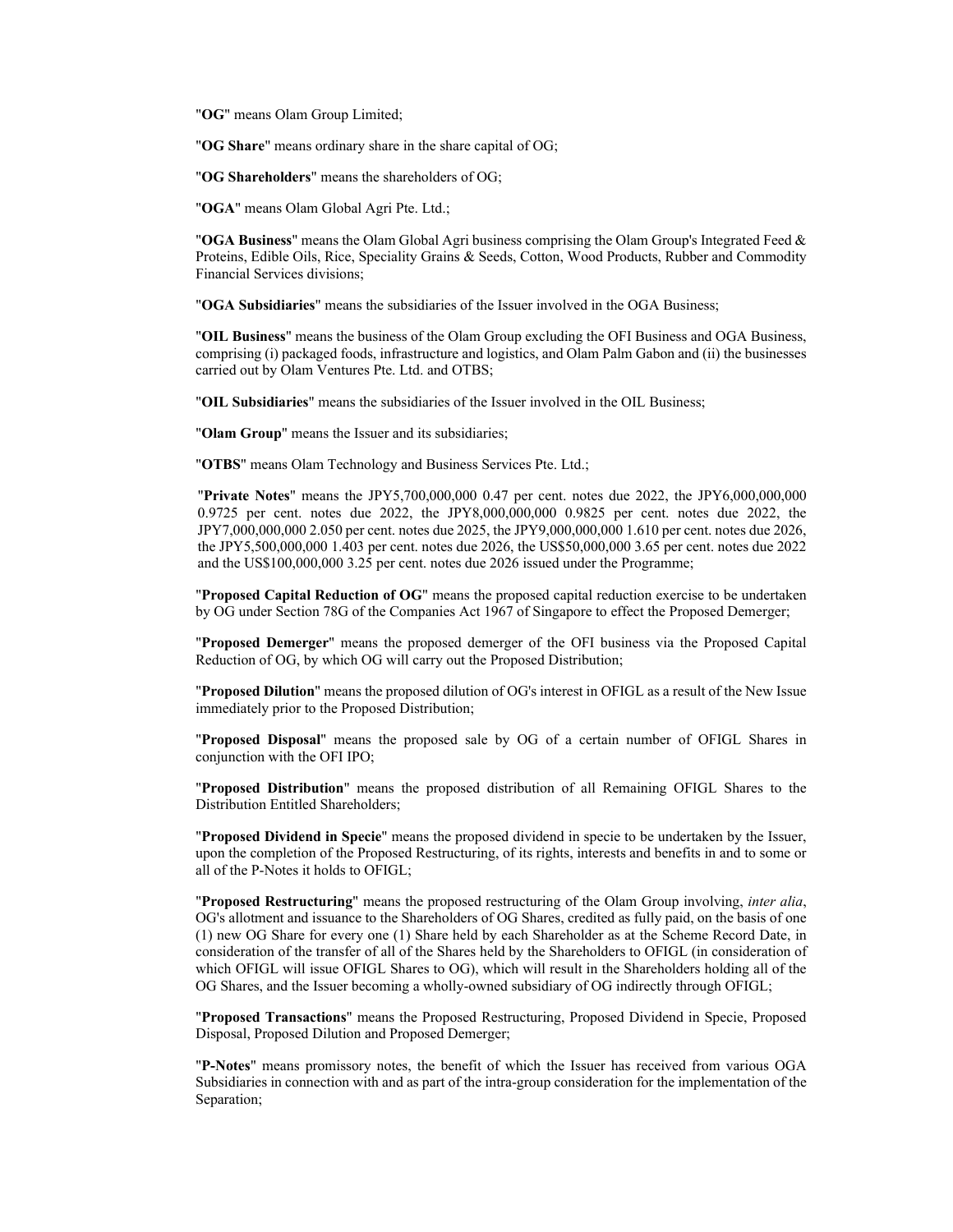"**OG**" means Olam Group Limited;

"**OG Share**" means ordinary share in the share capital of OG;

"**OG Shareholders**" means the shareholders of OG;

"**OGA**" means Olam Global Agri Pte. Ltd.;

"**OGA Business**" means the Olam Global Agri business comprising the Olam Group's Integrated Feed & Proteins, Edible Oils, Rice, Speciality Grains & Seeds, Cotton, Wood Products, Rubber and Commodity Financial Services divisions;

"**OGA Subsidiaries**" means the subsidiaries of the Issuer involved in the OGA Business;

"**OIL Business**" means the business of the Olam Group excluding the OFI Business and OGA Business, comprising (i) packaged foods, infrastructure and logistics, and Olam Palm Gabon and (ii) the businesses carried out by Olam Ventures Pte. Ltd. and OTBS;

"**OIL Subsidiaries**" means the subsidiaries of the Issuer involved in the OIL Business;

"**Olam Group**" means the Issuer and its subsidiaries;

"**OTBS**" means Olam Technology and Business Services Pte. Ltd.;

"**Private Notes**" means the JPY5,700,000,000 0.47 per cent. notes due 2022, the JPY6,000,000,000 0.9725 per cent. notes due 2022, the JPY8,000,000,000 0.9825 per cent. notes due 2022, the JPY7,000,000,000 2.050 per cent. notes due 2025, the JPY9,000,000,000 1.610 per cent. notes due 2026, the JPY5,500,000,000 1.403 per cent. notes due 2026, the US$50,000,000 3.65 per cent. notes due 2022 and the US$100,000,000 3.25 per cent. notes due 2026 issued under the Programme;

"**Proposed Capital Reduction of OG**" means the proposed capital reduction exercise to be undertaken by OG under Section 78G of the Companies Act 1967 of Singapore to effect the Proposed Demerger;

"**Proposed Demerger**" means the proposed demerger of the OFI business via the Proposed Capital Reduction of OG, by which OG will carry out the Proposed Distribution;

"**Proposed Dilution**" means the proposed dilution of OG's interest in OFIGL as a result of the New Issue immediately prior to the Proposed Distribution;

"**Proposed Disposal**" means the proposed sale by OG of a certain number of OFIGL Shares in conjunction with the OFI IPO;

"**Proposed Distribution**" means the proposed distribution of all Remaining OFIGL Shares to the Distribution Entitled Shareholders;

"**Proposed Dividend in Specie**" means the proposed dividend in specie to be undertaken by the Issuer, upon the completion of the Proposed Restructuring, of its rights, interests and benefits in and to some or all of the P-Notes it holds to OFIGL;

"**Proposed Restructuring**" means the proposed restructuring of the Olam Group involving, *inter alia*, OG's allotment and issuance to the Shareholders of OG Shares, credited as fully paid, on the basis of one (1) new OG Share for every one (1) Share held by each Shareholder as at the Scheme Record Date, in consideration of the transfer of all of the Shares held by the Shareholders to OFIGL (in consideration of which OFIGL will issue OFIGL Shares to OG), which will result in the Shareholders holding all of the OG Shares, and the Issuer becoming a wholly-owned subsidiary of OG indirectly through OFIGL;

"**Proposed Transactions**" means the Proposed Restructuring, Proposed Dividend in Specie, Proposed Disposal, Proposed Dilution and Proposed Demerger;

"**P-Notes**" means promissory notes, the benefit of which the Issuer has received from various OGA Subsidiaries in connection with and as part of the intra-group consideration for the implementation of the Separation;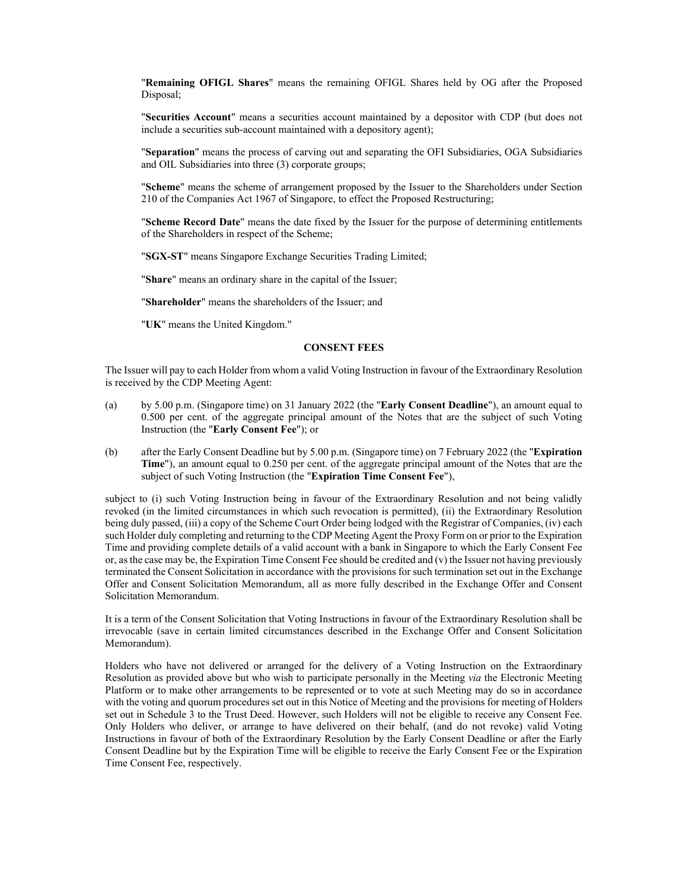"**Remaining OFIGL Shares**" means the remaining OFIGL Shares held by OG after the Proposed Disposal;

"**Securities Account**" means a securities account maintained by a depositor with CDP (but does not include a securities sub-account maintained with a depository agent);

"**Separation**" means the process of carving out and separating the OFI Subsidiaries, OGA Subsidiaries and OIL Subsidiaries into three (3) corporate groups;

"**Scheme**" means the scheme of arrangement proposed by the Issuer to the Shareholders under Section 210 of the Companies Act 1967 of Singapore, to effect the Proposed Restructuring;

"**Scheme Record Date**" means the date fixed by the Issuer for the purpose of determining entitlements of the Shareholders in respect of the Scheme;

"**SGX-ST**" means Singapore Exchange Securities Trading Limited;

"**Share**" means an ordinary share in the capital of the Issuer;

"**Shareholder**" means the shareholders of the Issuer; and

"**UK**" means the United Kingdom."

## CONSENT FEES

The Issuer will pay to each Holder from whom a valid Voting Instruction in favour of the Extraordinary Resolution is received by the CDP Meeting Agent:

(a) by 5.00 p.m. (Singapore time) on 31 January 2022 (the "**Early Consent Deadline**"), an amount equal to 0.500 per cent. of the aggregate principal amount of the Notes that are the subject of such Voting Instruction (the "**Early Consent Fee**"); or

(b) after the Early Consent Deadline but by 5.00 p.m. (Singapore time) on 7 February 2022 (the "**Expiration Time**"), an amount equal to 0.250 per cent. of the aggregate principal amount of the Notes that are the subject of such Voting Instruction (the "**Expiration Time Consent Fee**"),

subject to (i) such Voting Instruction being in favour of the Extraordinary Resolution and not being validly revoked (in the limited circumstances in which such revocation is permitted), (ii) the Extraordinary Resolution being duly passed, (iii) a copy of the Scheme Court Order being lodged with the Registrar of Companies, (iv) each such Holder duly completing and returning to the CDP Meeting Agent the Proxy Form on or prior to the Expiration Time and providing complete details of a valid account with a bank in Singapore to which the Early Consent Fee or, as the case may be, the Expiration Time Consent Fee should be credited and (v) the Issuer not having previously terminated the Consent Solicitation in accordance with the provisions for such termination set out in the Exchange Offer and Consent Solicitation Memorandum, all as more fully described in the Exchange Offer and Consent Solicitation Memorandum.

It is a term of the Consent Solicitation that Voting Instructions in favour of the Extraordinary Resolution shall be irrevocable (save in certain limited circumstances described in the Exchange Offer and Consent Solicitation Memorandum).

Holders who have not delivered or arranged for the delivery of a Voting Instruction on the Extraordinary Resolution as provided above but who wish to participate personally in the Meeting *via* the Electronic Meeting Platform or to make other arrangements to be represented or to vote at such Meeting may do so in accordance with the voting and quorum procedures set out in this Notice of Meeting and the provisions for meeting of Holders set out in Schedule 3 to the Trust Deed. However, such Holders will not be eligible to receive any Consent Fee. Only Holders who deliver, or arrange to have delivered on their behalf, (and do not revoke) valid Voting Instructions in favour of both of the Extraordinary Resolution by the Early Consent Deadline or after the Early Consent Deadline but by the Expiration Time will be eligible to receive the Early Consent Fee or the Expiration Time Consent Fee, respectively.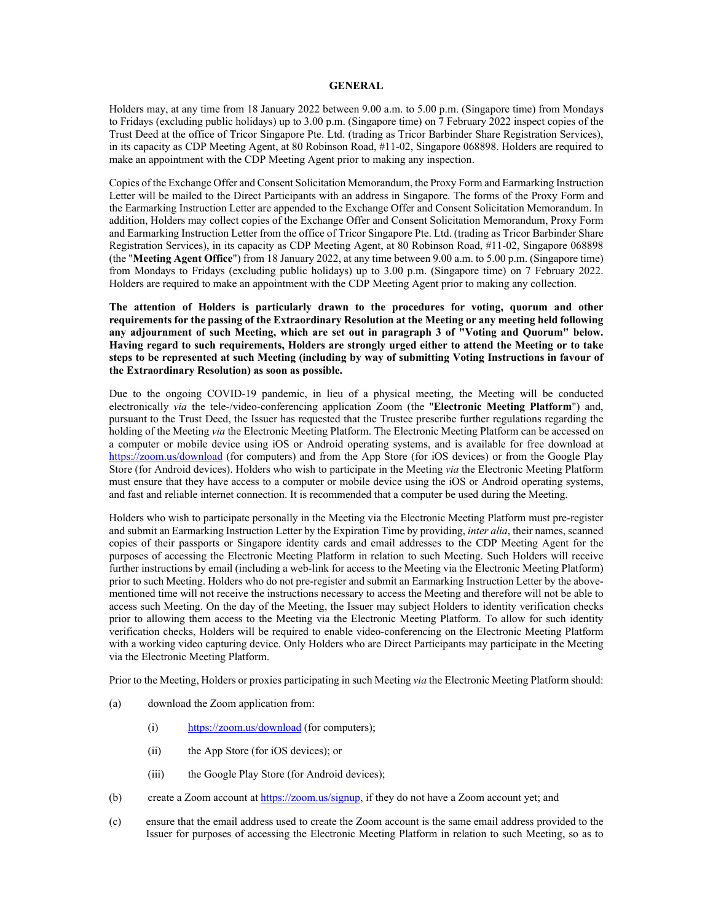## GENERAL

Holders may, at any time from 18 January 2022 between 9.00 a.m. to 5.00 p.m. (Singapore time) from Mondays to Fridays (excluding public holidays) up to 3.00 p.m. (Singapore time) on 7 February 2022 inspect copies of the Trust Deed at the office of Tricor Singapore Pte. Ltd. (trading as Tricor Barbinder Share Registration Services), in its capacity as CDP Meeting Agent, at 80 Robinson Road, #11-02, Singapore 068898. Holders are required to make an appointment with the CDP Meeting Agent prior to making any inspection.

Copies of the Exchange Offer and Consent Solicitation Memorandum, the Proxy Form and Earmarking Instruction Letter will be mailed to the Direct Participants with an address in Singapore. The forms of the Proxy Form and the Earmarking Instruction Letter are appended to the Exchange Offer and Consent Solicitation Memorandum. In addition, Holders may collect copies of the Exchange Offer and Consent Solicitation Memorandum, Proxy Form and Earmarking Instruction Letter from the office of Tricor Singapore Pte. Ltd. (trading as Tricor Barbinder Share Registration Services), in its capacity as CDP Meeting Agent, at 80 Robinson Road, #11-02, Singapore 068898 (the "**Meeting Agent Office**") from 18 January 2022, at any time between 9.00 a.m. to 5.00 p.m. (Singapore time) from Mondays to Fridays (excluding public holidays) up to 3.00 p.m. (Singapore time) on 7 February 2022. Holders are required to make an appointment with the CDP Meeting Agent prior to making any collection.

**The attention of Holders is particularly drawn to the procedures for voting, quorum and other requirements for the passing of the Extraordinary Resolution at the Meeting or any meeting held following any adjournment of such Meeting, which are set out in paragraph 3 of "Voting and Quorum" below. Having regard to such requirements, Holders are strongly urged either to attend the Meeting or to take steps to be represented at such Meeting (including by way of submitting Voting Instructions in favour of the Extraordinary Resolution) as soon as possible.**

Due to the ongoing COVID-19 pandemic, in lieu of a physical meeting, the Meeting will be conducted electronically *via* the tele-/video-conferencing application Zoom (the "**Electronic Meeting Platform**") and, pursuant to the Trust Deed, the Issuer has requested that the Trustee prescribe further regulations regarding the holding of the Meeting *via* the Electronic Meeting Platform. The Electronic Meeting Platform can be accessed on a computer or mobile device using iOS or Android operating systems, and is available for free download at https://zoom.us/download (for computers) and from the App Store (for iOS devices) or from the Google Play Store (for Android devices). Holders who wish to participate in the Meeting *via* the Electronic Meeting Platform must ensure that they have access to a computer or mobile device using the iOS or Android operating systems, and fast and reliable internet connection. It is recommended that a computer be used during the Meeting.

Holders who wish to participate personally in the Meeting via the Electronic Meeting Platform must pre-register and submit an Earmarking Instruction Letter by the Expiration Time by providing, *inter alia*, their names, scanned copies of their passports or Singapore identity cards and email addresses to the CDP Meeting Agent for the purposes of accessing the Electronic Meeting Platform in relation to such Meeting. Such Holders will receive further instructions by email (including a web-link for access to the Meeting via the Electronic Meeting Platform) prior to such Meeting. Holders who do not pre-register and submit an Earmarking Instruction Letter by the above-mentioned time will not receive the instructions necessary to access the Meeting and therefore will not be able to access such Meeting. On the day of the Meeting, the Issuer may subject Holders to identity verification checks prior to allowing them access to the Meeting via the Electronic Meeting Platform. To allow for such identity verification checks, Holders will be required to enable video-conferencing on the Electronic Meeting Platform with a working video capturing device. Only Holders who are Direct Participants may participate in the Meeting via the Electronic Meeting Platform.

Prior to the Meeting, Holders or proxies participating in such Meeting *via* the Electronic Meeting Platform should:

(a) download the Zoom application from:

   (i) https://zoom.us/download (for computers);

   (ii) the App Store (for iOS devices); or

   (iii) the Google Play Store (for Android devices);

(b) create a Zoom account at https://zoom.us/signup, if they do not have a Zoom account yet; and

(c) ensure that the email address used to create the Zoom account is the same email address provided to the Issuer for purposes of accessing the Electronic Meeting Platform in relation to such Meeting, so as to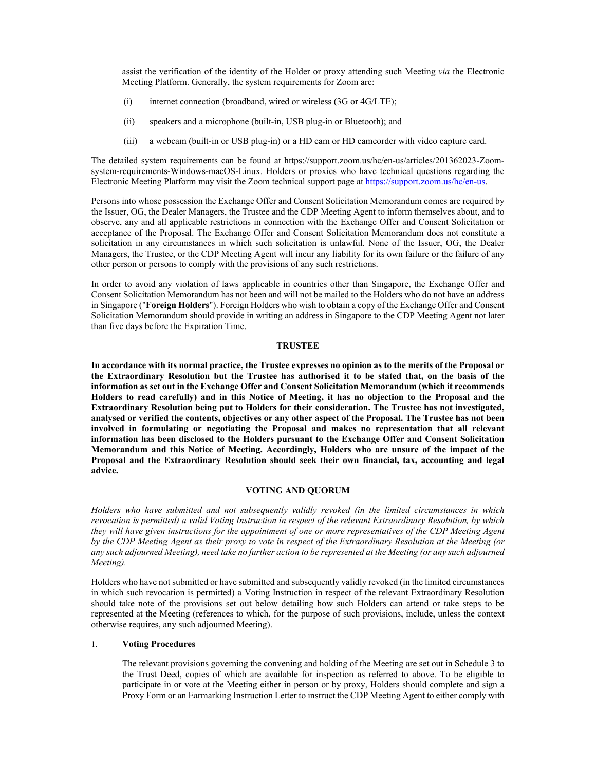assist the verification of the identity of the Holder or proxy attending such Meeting *via* the Electronic Meeting Platform. Generally, the system requirements for Zoom are:

(i) internet connection (broadband, wired or wireless (3G or 4G/LTE);

(ii) speakers and a microphone (built-in, USB plug-in or Bluetooth); and

(iii) a webcam (built-in or USB plug-in) or a HD cam or HD camcorder with video capture card.

The detailed system requirements can be found at https://support.zoom.us/hc/en-us/articles/201362023-Zoom-system-requirements-Windows-macOS-Linux. Holders or proxies who have technical questions regarding the Electronic Meeting Platform may visit the Zoom technical support page at [https://support.zoom.us/hc/en-us](https://support.zoom.us/hc/en-us).

Persons into whose possession the Exchange Offer and Consent Solicitation Memorandum comes are required by the Issuer, OG, the Dealer Managers, the Trustee and the CDP Meeting Agent to inform themselves about, and to observe, any and all applicable restrictions in connection with the Exchange Offer and Consent Solicitation or acceptance of the Proposal. The Exchange Offer and Consent Solicitation Memorandum does not constitute a solicitation in any circumstances in which such solicitation is unlawful. None of the Issuer, OG, the Dealer Managers, the Trustee, or the CDP Meeting Agent will incur any liability for its own failure or the failure of any other person or persons to comply with the provisions of any such restrictions.

In order to avoid any violation of laws applicable in countries other than Singapore, the Exchange Offer and Consent Solicitation Memorandum has not been and will not be mailed to the Holders who do not have an address in Singapore ("**Foreign Holders**"). Foreign Holders who wish to obtain a copy of the Exchange Offer and Consent Solicitation Memorandum should provide in writing an address in Singapore to the CDP Meeting Agent not later than five days before the Expiration Time.

## TRUSTEE

**In accordance with its normal practice, the Trustee expresses no opinion as to the merits of the Proposal or the Extraordinary Resolution but the Trustee has authorised it to be stated that, on the basis of the information as set out in the Exchange Offer and Consent Solicitation Memorandum (which it recommends Holders to read carefully) and in this Notice of Meeting, it has no objection to the Proposal and the Extraordinary Resolution being put to Holders for their consideration. The Trustee has not investigated, analysed or verified the contents, objectives or any other aspect of the Proposal. The Trustee has not been involved in formulating or negotiating the Proposal and makes no representation that all relevant information has been disclosed to the Holders pursuant to the Exchange Offer and Consent Solicitation Memorandum and this Notice of Meeting. Accordingly, Holders who are unsure of the impact of the Proposal and the Extraordinary Resolution should seek their own financial, tax, accounting and legal advice.**

## VOTING AND QUORUM

*Holders who have submitted and not subsequently validly revoked (in the limited circumstances in which revocation is permitted) a valid Voting Instruction in respect of the relevant Extraordinary Resolution, by which they will have given instructions for the appointment of one or more representatives of the CDP Meeting Agent by the CDP Meeting Agent as their proxy to vote in respect of the Extraordinary Resolution at the Meeting (or any such adjourned Meeting), need take no further action to be represented at the Meeting (or any such adjourned Meeting).*

Holders who have not submitted or have submitted and subsequently validly revoked (in the limited circumstances in which such revocation is permitted) a Voting Instruction in respect of the relevant Extraordinary Resolution should take note of the provisions set out below detailing how such Holders can attend or take steps to be represented at the Meeting (references to which, for the purpose of such provisions, include, unless the context otherwise requires, any such adjourned Meeting).

1. **Voting Procedures**

   The relevant provisions governing the convening and holding of the Meeting are set out in Schedule 3 to the Trust Deed, copies of which are available for inspection as referred to above. To be eligible to participate in or vote at the Meeting either in person or by proxy, Holders should complete and sign a Proxy Form or an Earmarking Instruction Letter to instruct the CDP Meeting Agent to either comply with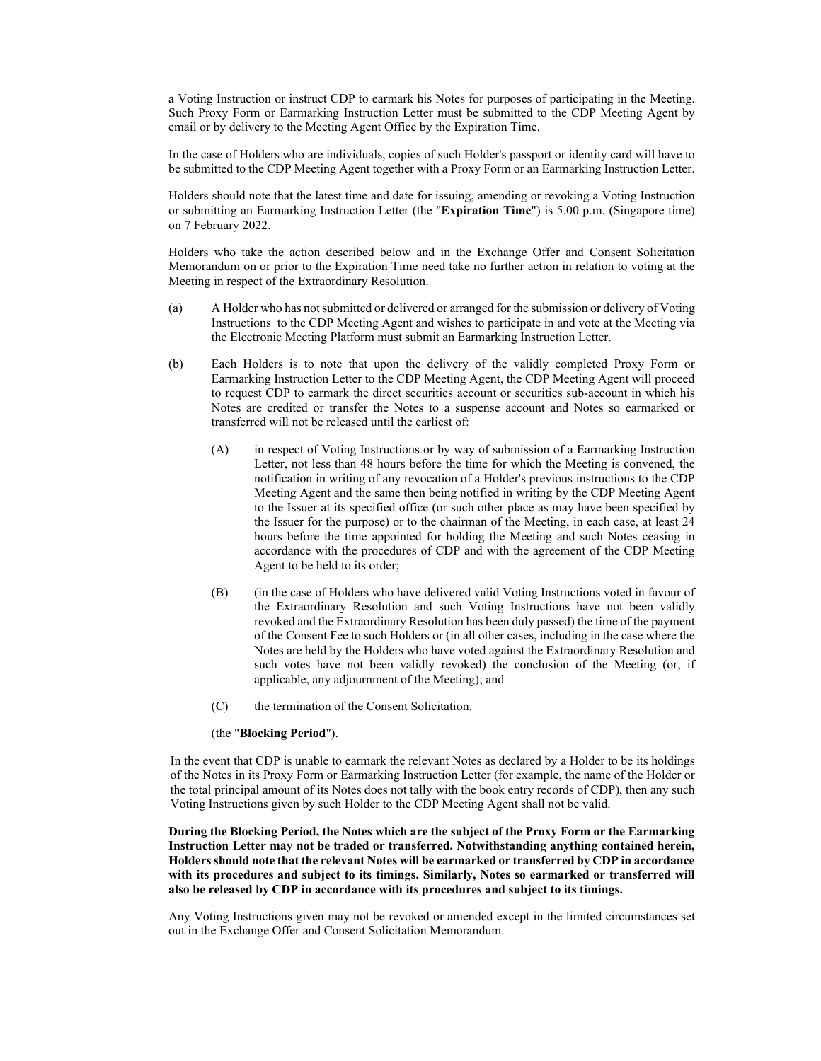a Voting Instruction or instruct CDP to earmark his Notes for purposes of participating in the Meeting. Such Proxy Form or Earmarking Instruction Letter must be submitted to the CDP Meeting Agent by email or by delivery to the Meeting Agent Office by the Expiration Time.

In the case of Holders who are individuals, copies of such Holder's passport or identity card will have to be submitted to the CDP Meeting Agent together with a Proxy Form or an Earmarking Instruction Letter.

Holders should note that the latest time and date for issuing, amending or revoking a Voting Instruction or submitting an Earmarking Instruction Letter (the "**Expiration Time**") is 5.00 p.m. (Singapore time) on 7 February 2022.

Holders who take the action described below and in the Exchange Offer and Consent Solicitation Memorandum on or prior to the Expiration Time need take no further action in relation to voting at the Meeting in respect of the Extraordinary Resolution.

(a) A Holder who has not submitted or delivered or arranged for the submission or delivery of Voting Instructions to the CDP Meeting Agent and wishes to participate in and vote at the Meeting via the Electronic Meeting Platform must submit an Earmarking Instruction Letter.

(b) Each Holders is to note that upon the delivery of the validly completed Proxy Form or Earmarking Instruction Letter to the CDP Meeting Agent, the CDP Meeting Agent will proceed to request CDP to earmark the direct securities account or securities sub-account in which his Notes are credited or transfer the Notes to a suspense account and Notes so earmarked or transferred will not be released until the earliest of:

   (A) in respect of Voting Instructions or by way of submission of a Earmarking Instruction Letter, not less than 48 hours before the time for which the Meeting is convened, the notification in writing of any revocation of a Holder's previous instructions to the CDP Meeting Agent and the same then being notified in writing by the CDP Meeting Agent to the Issuer at its specified office (or such other place as may have been specified by the Issuer for the purpose) or to the chairman of the Meeting, in each case, at least 24 hours before the time appointed for holding the Meeting and such Notes ceasing in accordance with the procedures of CDP and with the agreement of the CDP Meeting Agent to be held to its order;

   (B) (in the case of Holders who have delivered valid Voting Instructions voted in favour of the Extraordinary Resolution and such Voting Instructions have not been validly revoked and the Extraordinary Resolution has been duly passed) the time of the payment of the Consent Fee to such Holders or (in all other cases, including in the case where the Notes are held by the Holders who have voted against the Extraordinary Resolution and such votes have not been validly revoked) the conclusion of the Meeting (or, if applicable, any adjournment of the Meeting); and

   (C) the termination of the Consent Solicitation.

   (the "**Blocking Period**").

In the event that CDP is unable to earmark the relevant Notes as declared by a Holder to be its holdings of the Notes in its Proxy Form or Earmarking Instruction Letter (for example, the name of the Holder or the total principal amount of its Notes does not tally with the book entry records of CDP), then any such Voting Instructions given by such Holder to the CDP Meeting Agent shall not be valid.

**During the Blocking Period, the Notes which are the subject of the Proxy Form or the Earmarking Instruction Letter may not be traded or transferred. Notwithstanding anything contained herein, Holders should note that the relevant Notes will be earmarked or transferred by CDP in accordance with its procedures and subject to its timings. Similarly, Notes so earmarked or transferred will also be released by CDP in accordance with its procedures and subject to its timings.**

Any Voting Instructions given may not be revoked or amended except in the limited circumstances set out in the Exchange Offer and Consent Solicitation Memorandum.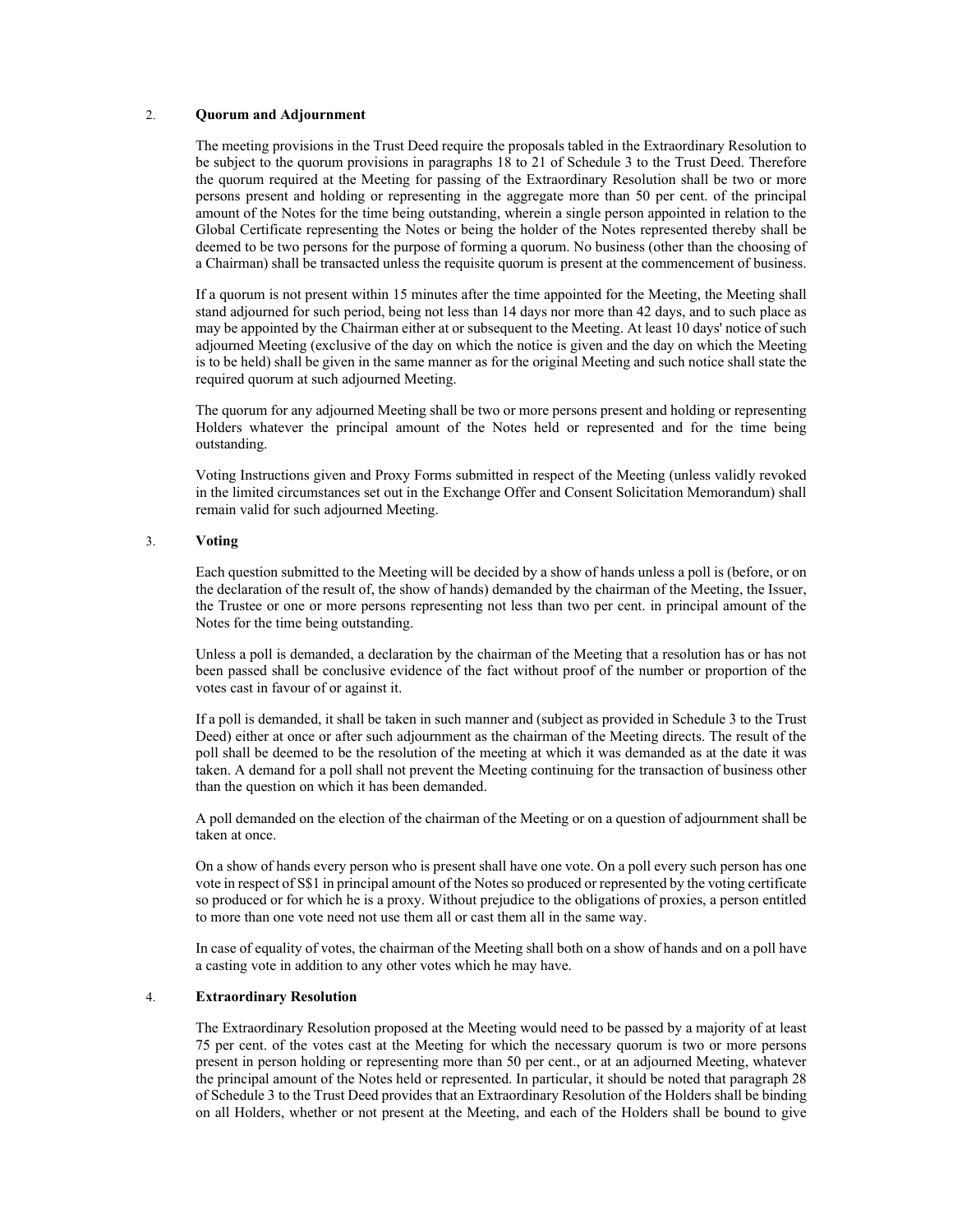2. **Quorum and Adjournment**

The meeting provisions in the Trust Deed require the proposals tabled in the Extraordinary Resolution to be subject to the quorum provisions in paragraphs 18 to 21 of Schedule 3 to the Trust Deed. Therefore the quorum required at the Meeting for passing of the Extraordinary Resolution shall be two or more persons present and holding or representing in the aggregate more than 50 per cent. of the principal amount of the Notes for the time being outstanding, wherein a single person appointed in relation to the Global Certificate representing the Notes or being the holder of the Notes represented thereby shall be deemed to be two persons for the purpose of forming a quorum. No business (other than the choosing of a Chairman) shall be transacted unless the requisite quorum is present at the commencement of business.

If a quorum is not present within 15 minutes after the time appointed for the Meeting, the Meeting shall stand adjourned for such period, being not less than 14 days nor more than 42 days, and to such place as may be appointed by the Chairman either at or subsequent to the Meeting. At least 10 days' notice of such adjourned Meeting (exclusive of the day on which the notice is given and the day on which the Meeting is to be held) shall be given in the same manner as for the original Meeting and such notice shall state the required quorum at such adjourned Meeting.

The quorum for any adjourned Meeting shall be two or more persons present and holding or representing Holders whatever the principal amount of the Notes held or represented and for the time being outstanding.

Voting Instructions given and Proxy Forms submitted in respect of the Meeting (unless validly revoked in the limited circumstances set out in the Exchange Offer and Consent Solicitation Memorandum) shall remain valid for such adjourned Meeting.

3. **Voting**

Each question submitted to the Meeting will be decided by a show of hands unless a poll is (before, or on the declaration of the result of, the show of hands) demanded by the chairman of the Meeting, the Issuer, the Trustee or one or more persons representing not less than two per cent. in principal amount of the Notes for the time being outstanding.

Unless a poll is demanded, a declaration by the chairman of the Meeting that a resolution has or has not been passed shall be conclusive evidence of the fact without proof of the number or proportion of the votes cast in favour of or against it.

If a poll is demanded, it shall be taken in such manner and (subject as provided in Schedule 3 to the Trust Deed) either at once or after such adjournment as the chairman of the Meeting directs. The result of the poll shall be deemed to be the resolution of the meeting at which it was demanded as at the date it was taken. A demand for a poll shall not prevent the Meeting continuing for the transaction of business other than the question on which it has been demanded.

A poll demanded on the election of the chairman of the Meeting or on a question of adjournment shall be taken at once.

On a show of hands every person who is present shall have one vote. On a poll every such person has one vote in respect of S$1 in principal amount of the Notes so produced or represented by the voting certificate so produced or for which he is a proxy. Without prejudice to the obligations of proxies, a person entitled to more than one vote need not use them all or cast them all in the same way.

In case of equality of votes, the chairman of the Meeting shall both on a show of hands and on a poll have a casting vote in addition to any other votes which he may have.

4. **Extraordinary Resolution**

The Extraordinary Resolution proposed at the Meeting would need to be passed by a majority of at least 75 per cent. of the votes cast at the Meeting for which the necessary quorum is two or more persons present in person holding or representing more than 50 per cent., or at an adjourned Meeting, whatever the principal amount of the Notes held or represented. In particular, it should be noted that paragraph 28 of Schedule 3 to the Trust Deed provides that an Extraordinary Resolution of the Holders shall be binding on all Holders, whether or not present at the Meeting, and each of the Holders shall be bound to give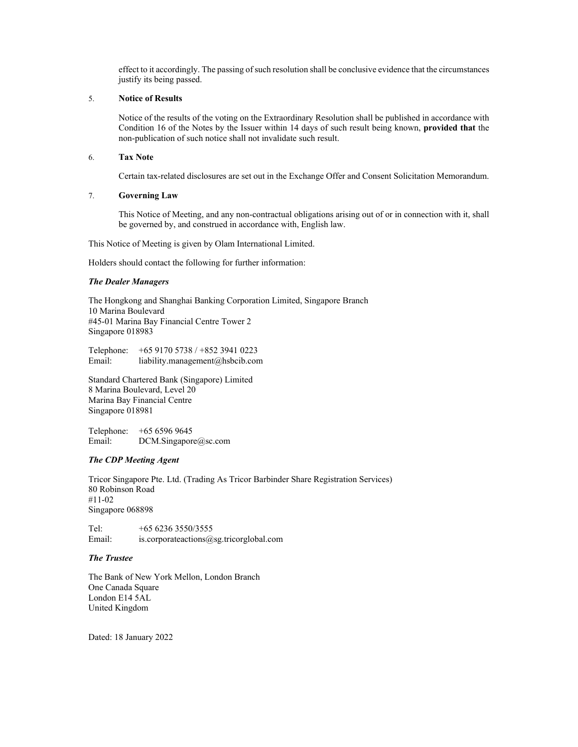effect to it accordingly. The passing of such resolution shall be conclusive evidence that the circumstances justify its being passed.

5. **Notice of Results**

   Notice of the results of the voting on the Extraordinary Resolution shall be published in accordance with Condition 16 of the Notes by the Issuer within 14 days of such result being known, **provided that** the non-publication of such notice shall not invalidate such result.

6. **Tax Note**

   Certain tax-related disclosures are set out in the Exchange Offer and Consent Solicitation Memorandum.

7. **Governing Law**

   This Notice of Meeting, and any non-contractual obligations arising out of or in connection with it, shall be governed by, and construed in accordance with, English law.

This Notice of Meeting is given by Olam International Limited.

Holders should contact the following for further information:

***The Dealer Managers***

The Hongkong and Shanghai Banking Corporation Limited, Singapore Branch
10 Marina Boulevard
#45-01 Marina Bay Financial Centre Tower 2
Singapore 018983

Telephone: +65 9170 5738 / +852 3941 0223
Email: liability.management@hsbcib.com

Standard Chartered Bank (Singapore) Limited
8 Marina Boulevard, Level 20
Marina Bay Financial Centre
Singapore 018981

Telephone: +65 6596 9645
Email: DCM.Singapore@sc.com

***The CDP Meeting Agent***

Tricor Singapore Pte. Ltd. (Trading As Tricor Barbinder Share Registration Services)
80 Robinson Road
#11-02
Singapore 068898

Tel: +65 6236 3550/3555
Email: is.corporateactions@sg.tricorglobal.com

***The Trustee***

The Bank of New York Mellon, London Branch
One Canada Square
London E14 5AL
United Kingdom

Dated: 18 January 2022